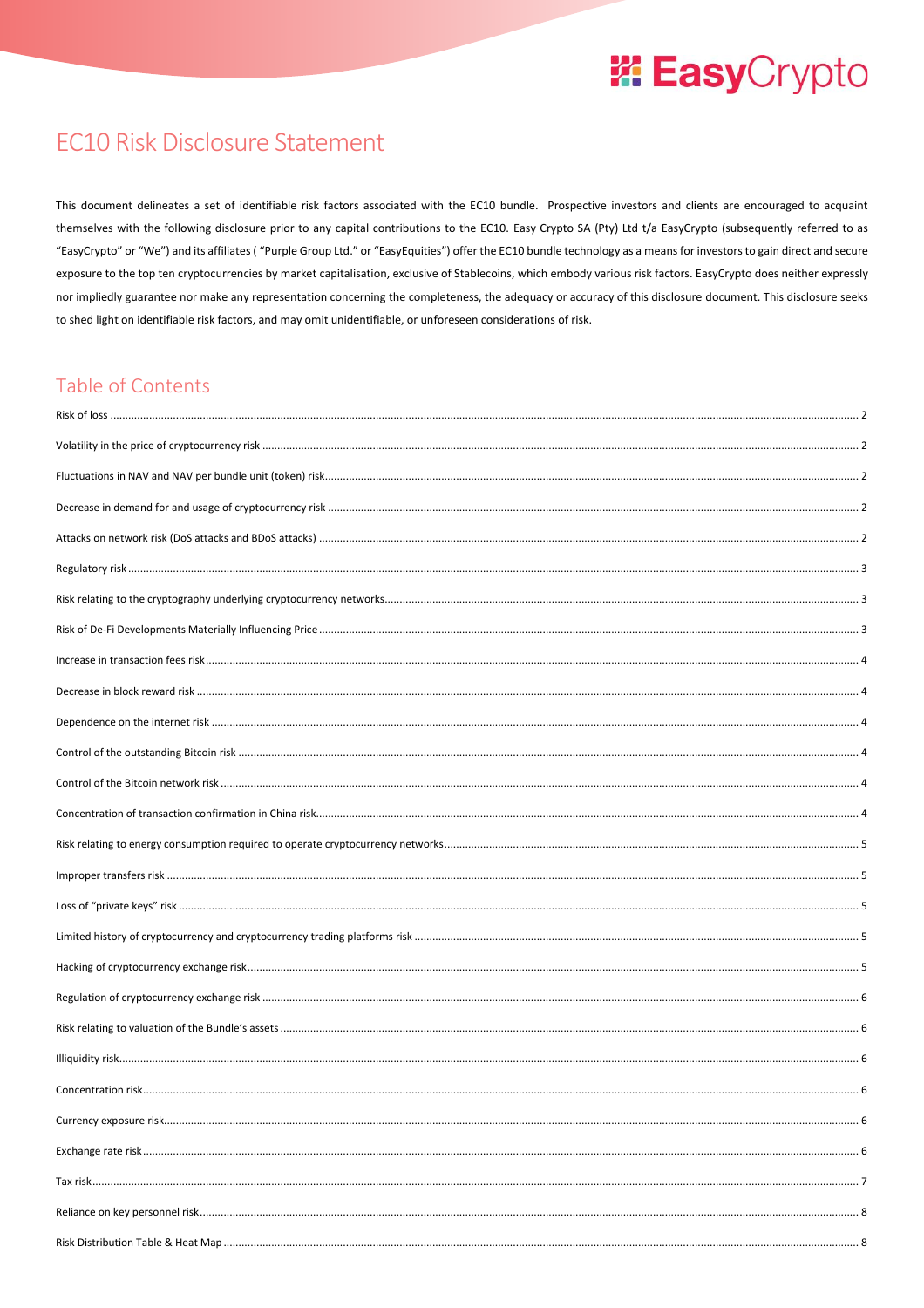# EC10 Risk Disclosure Statement

This document delineates a set of identifiable risk factors associated with the EC10 bundle. Prospective investors and clients are encouraged to acquaint themselves with the following disclosure prior to any capital contributions to the EC10. Easy Crypto SA (Pty) Ltd t/a EasyCrypto (subsequently referred to as "EasyCrypto" or "We") and its affiliates ( "Purple Group Ltd." or "EasyEquities") offer the EC10 bundle technology as a means for investors to gain direct and secure exposure to the top ten cryptocurrencies by market capitalisation, exclusive of Stablecoins, which embody various risk factors. EasyCrypto does neither expressly nor impliedly guarantee nor make any representation concerning the completeness, the adequacy or accuracy of this disclosure document. This disclosure seeks to shed light on identifiable risk factors, and may omit unidentifiable, or unforeseen considerations of risk.

## Table of Contents

| Section | Page |
|---|---|
| Risk of loss | 2 |
| Volatility in the price of cryptocurrency risk | 2 |
| Fluctuations in NAV and NAV per bundle unit (token) risk | 2 |
| Decrease in demand for and usage of cryptocurrency risk | 2 |
| Attacks on network risk (DoS attacks and BDoS attacks) | 2 |
| Regulatory risk | 3 |
| Risk relating to the cryptography underlying cryptocurrency networks | 3 |
| Risk of De-Fi Developments Materially Influencing Price | 3 |
| Increase in transaction fees risk | 4 |
| Decrease in block reward risk | 4 |
| Dependence on the internet risk | 4 |
| Control of the outstanding Bitcoin risk | 4 |
| Control of the Bitcoin network risk | 4 |
| Concentration of transaction confirmation in China risk | 4 |
| Risk relating to energy consumption required to operate cryptocurrency networks | 5 |
| Improper transfers risk | 5 |
| Loss of "private keys" risk | 5 |
| Limited history of cryptocurrency and cryptocurrency trading platforms risk | 5 |
| Hacking of cryptocurrency exchange risk | 5 |
| Regulation of cryptocurrency exchange risk | 6 |
| Risk relating to valuation of the Bundle's assets | 6 |
| Illiquidity risk | 6 |
| Concentration risk | 6 |
| Currency exposure risk | 6 |
| Exchange rate risk | 6 |
| Tax risk | 7 |
| Reliance on key personnel risk | 8 |
| Risk Distribution Table & Heat Map | 8 |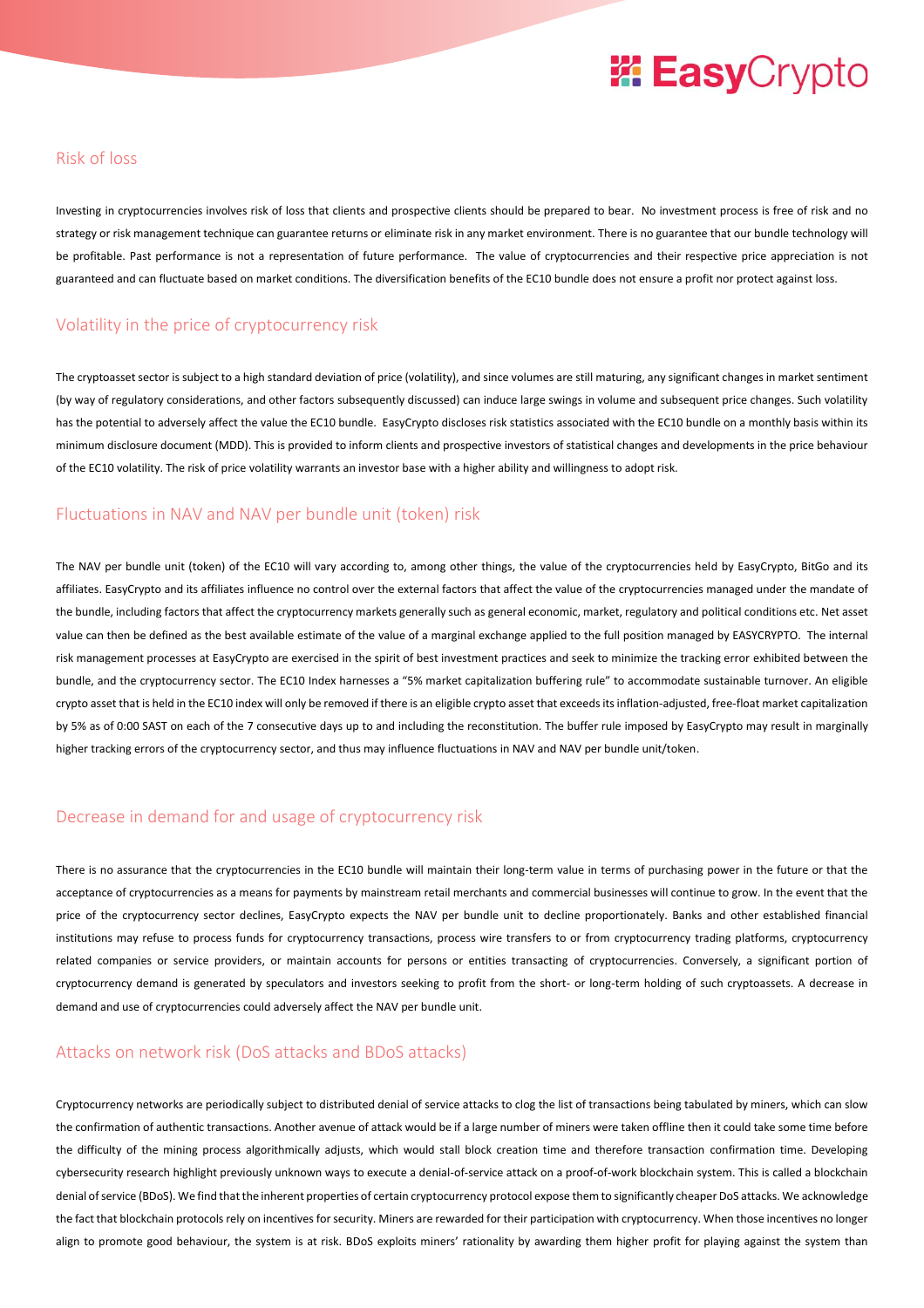## Risk of loss

Investing in cryptocurrencies involves risk of loss that clients and prospective clients should be prepared to bear. No investment process is free of risk and no strategy or risk management technique can guarantee returns or eliminate risk in any market environment. There is no guarantee that our bundle technology will be profitable. Past performance is not a representation of future performance. The value of cryptocurrencies and their respective price appreciation is not guaranteed and can fluctuate based on market conditions. The diversification benefits of the EC10 bundle does not ensure a profit nor protect against loss.

## Volatility in the price of cryptocurrency risk

The cryptoasset sector is subject to a high standard deviation of price (volatility), and since volumes are still maturing, any significant changes in market sentiment (by way of regulatory considerations, and other factors subsequently discussed) can induce large swings in volume and subsequent price changes. Such volatility has the potential to adversely affect the value the EC10 bundle. EasyCrypto discloses risk statistics associated with the EC10 bundle on a monthly basis within its minimum disclosure document (MDD). This is provided to inform clients and prospective investors of statistical changes and developments in the price behaviour of the EC10 volatility. The risk of price volatility warrants an investor base with a higher ability and willingness to adopt risk.

## Fluctuations in NAV and NAV per bundle unit (token) risk

The NAV per bundle unit (token) of the EC10 will vary according to, among other things, the value of the cryptocurrencies held by EasyCrypto, BitGo and its affiliates. EasyCrypto and its affiliates influence no control over the external factors that affect the value of the cryptocurrencies managed under the mandate of the bundle, including factors that affect the cryptocurrency markets generally such as general economic, market, regulatory and political conditions etc. Net asset value can then be defined as the best available estimate of the value of a marginal exchange applied to the full position managed by EASYCRYPTO. The internal risk management processes at EasyCrypto are exercised in the spirit of best investment practices and seek to minimize the tracking error exhibited between the bundle, and the cryptocurrency sector. The EC10 Index harnesses a "5% market capitalization buffering rule" to accommodate sustainable turnover. An eligible crypto asset that is held in the EC10 index will only be removed if there is an eligible crypto asset that exceeds its inflation-adjusted, free-float market capitalization by 5% as of 0:00 SAST on each of the 7 consecutive days up to and including the reconstitution. The buffer rule imposed by EasyCrypto may result in marginally higher tracking errors of the cryptocurrency sector, and thus may influence fluctuations in NAV and NAV per bundle unit/token.

## Decrease in demand for and usage of cryptocurrency risk

There is no assurance that the cryptocurrencies in the EC10 bundle will maintain their long-term value in terms of purchasing power in the future or that the acceptance of cryptocurrencies as a means for payments by mainstream retail merchants and commercial businesses will continue to grow. In the event that the price of the cryptocurrency sector declines, EasyCrypto expects the NAV per bundle unit to decline proportionately. Banks and other established financial institutions may refuse to process funds for cryptocurrency transactions, process wire transfers to or from cryptocurrency trading platforms, cryptocurrency related companies or service providers, or maintain accounts for persons or entities transacting of cryptocurrencies. Conversely, a significant portion of cryptocurrency demand is generated by speculators and investors seeking to profit from the short- or long-term holding of such cryptoassets. A decrease in demand and use of cryptocurrencies could adversely affect the NAV per bundle unit.

## Attacks on network risk (DoS attacks and BDoS attacks)

Cryptocurrency networks are periodically subject to distributed denial of service attacks to clog the list of transactions being tabulated by miners, which can slow the confirmation of authentic transactions. Another avenue of attack would be if a large number of miners were taken offline then it could take some time before the difficulty of the mining process algorithmically adjusts, which would stall block creation time and therefore transaction confirmation time. Developing cybersecurity research highlight previously unknown ways to execute a denial-of-service attack on a proof-of-work blockchain system. This is called a blockchain denial of service (BDoS). We find that the inherent properties of certain cryptocurrency protocol expose them to significantly cheaper DoS attacks. We acknowledge the fact that blockchain protocols rely on incentives for security. Miners are rewarded for their participation with cryptocurrency. When those incentives no longer align to promote good behaviour, the system is at risk. BDoS exploits miners' rationality by awarding them higher profit for playing against the system than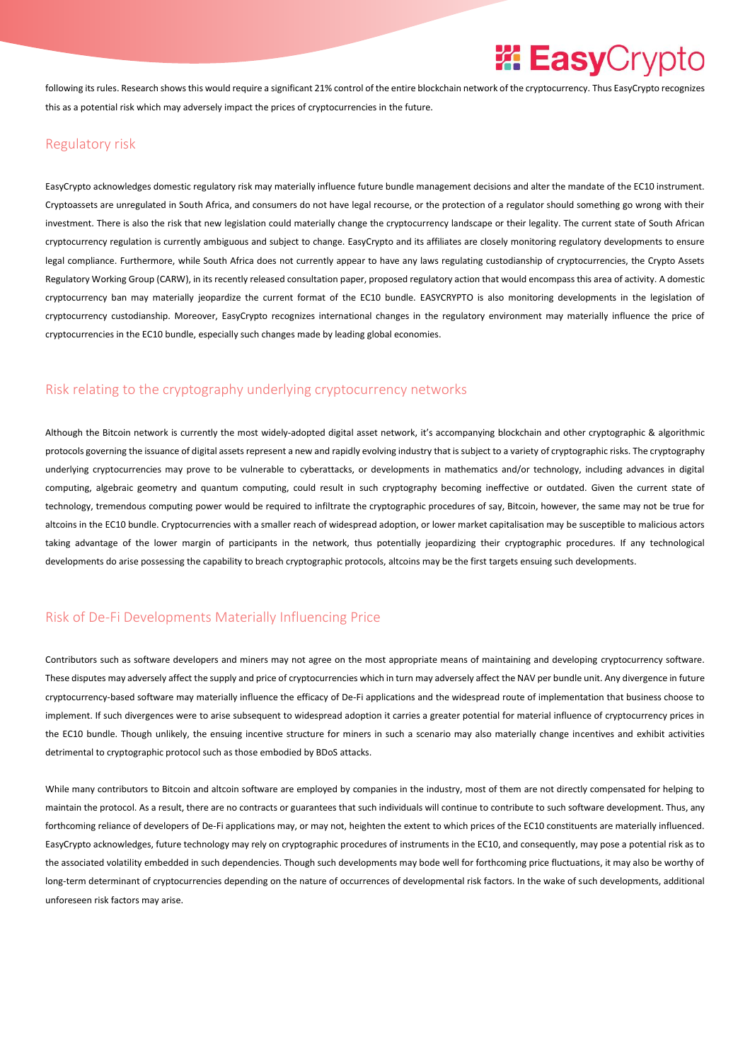following its rules. Research shows this would require a significant 21% control of the entire blockchain network of the cryptocurrency. Thus EasyCrypto recognizes this as a potential risk which may adversely impact the prices of cryptocurrencies in the future.

## Regulatory risk

EasyCrypto acknowledges domestic regulatory risk may materially influence future bundle management decisions and alter the mandate of the EC10 instrument. Cryptoassets are unregulated in South Africa, and consumers do not have legal recourse, or the protection of a regulator should something go wrong with their investment. There is also the risk that new legislation could materially change the cryptocurrency landscape or their legality. The current state of South African cryptocurrency regulation is currently ambiguous and subject to change. EasyCrypto and its affiliates are closely monitoring regulatory developments to ensure legal compliance. Furthermore, while South Africa does not currently appear to have any laws regulating custodianship of cryptocurrencies, the Crypto Assets Regulatory Working Group (CARW), in its recently released consultation paper, proposed regulatory action that would encompass this area of activity. A domestic cryptocurrency ban may materially jeopardize the current format of the EC10 bundle. EASYCRYPTO is also monitoring developments in the legislation of cryptocurrency custodianship. Moreover, EasyCrypto recognizes international changes in the regulatory environment may materially influence the price of cryptocurrencies in the EC10 bundle, especially such changes made by leading global economies.

## Risk relating to the cryptography underlying cryptocurrency networks

Although the Bitcoin network is currently the most widely-adopted digital asset network, it's accompanying blockchain and other cryptographic & algorithmic protocols governing the issuance of digital assets represent a new and rapidly evolving industry that is subject to a variety of cryptographic risks. The cryptography underlying cryptocurrencies may prove to be vulnerable to cyberattacks, or developments in mathematics and/or technology, including advances in digital computing, algebraic geometry and quantum computing, could result in such cryptography becoming ineffective or outdated. Given the current state of technology, tremendous computing power would be required to infiltrate the cryptographic procedures of say, Bitcoin, however, the same may not be true for altcoins in the EC10 bundle. Cryptocurrencies with a smaller reach of widespread adoption, or lower market capitalisation may be susceptible to malicious actors taking advantage of the lower margin of participants in the network, thus potentially jeopardizing their cryptographic procedures. If any technological developments do arise possessing the capability to breach cryptographic protocols, altcoins may be the first targets ensuing such developments.

## Risk of De-Fi Developments Materially Influencing Price

Contributors such as software developers and miners may not agree on the most appropriate means of maintaining and developing cryptocurrency software. These disputes may adversely affect the supply and price of cryptocurrencies which in turn may adversely affect the NAV per bundle unit. Any divergence in future cryptocurrency-based software may materially influence the efficacy of De-Fi applications and the widespread route of implementation that business choose to implement. If such divergences were to arise subsequent to widespread adoption it carries a greater potential for material influence of cryptocurrency prices in the EC10 bundle. Though unlikely, the ensuing incentive structure for miners in such a scenario may also materially change incentives and exhibit activities detrimental to cryptographic protocol such as those embodied by BDoS attacks.

While many contributors to Bitcoin and altcoin software are employed by companies in the industry, most of them are not directly compensated for helping to maintain the protocol. As a result, there are no contracts or guarantees that such individuals will continue to contribute to such software development. Thus, any forthcoming reliance of developers of De-Fi applications may, or may not, heighten the extent to which prices of the EC10 constituents are materially influenced. EasyCrypto acknowledges, future technology may rely on cryptographic procedures of instruments in the EC10, and consequently, may pose a potential risk as to the associated volatility embedded in such dependencies. Though such developments may bode well for forthcoming price fluctuations, it may also be worthy of long-term determinant of cryptocurrencies depending on the nature of occurrences of developmental risk factors. In the wake of such developments, additional unforeseen risk factors may arise.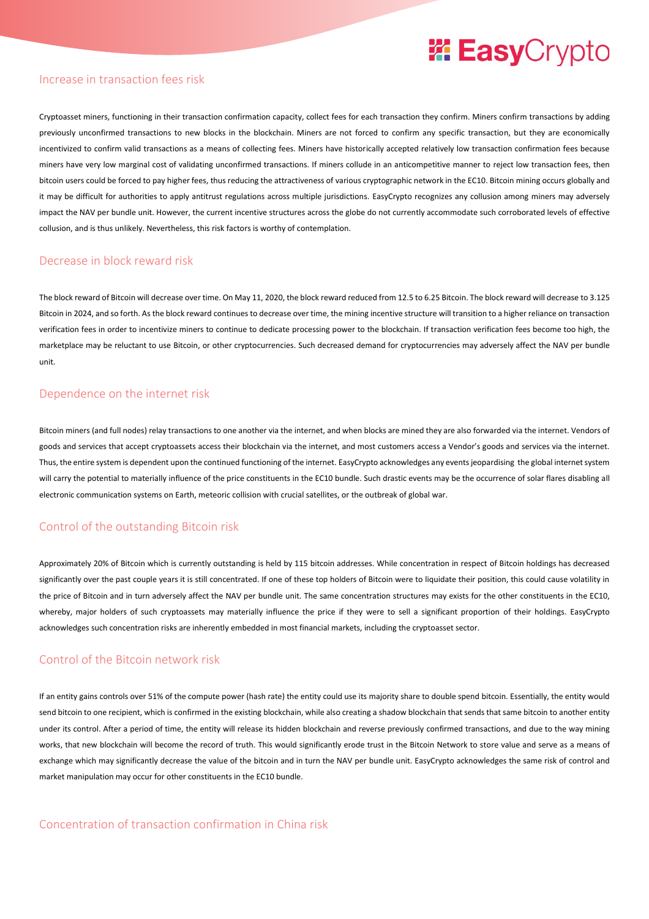## Increase in transaction fees risk

Cryptoasset miners, functioning in their transaction confirmation capacity, collect fees for each transaction they confirm. Miners confirm transactions by adding previously unconfirmed transactions to new blocks in the blockchain. Miners are not forced to confirm any specific transaction, but they are economically incentivized to confirm valid transactions as a means of collecting fees. Miners have historically accepted relatively low transaction confirmation fees because miners have very low marginal cost of validating unconfirmed transactions. If miners collude in an anticompetitive manner to reject low transaction fees, then bitcoin users could be forced to pay higher fees, thus reducing the attractiveness of various cryptographic network in the EC10. Bitcoin mining occurs globally and it may be difficult for authorities to apply antitrust regulations across multiple jurisdictions. EasyCrypto recognizes any collusion among miners may adversely impact the NAV per bundle unit. However, the current incentive structures across the globe do not currently accommodate such corroborated levels of effective collusion, and is thus unlikely. Nevertheless, this risk factors is worthy of contemplation.

## Decrease in block reward risk

The block reward of Bitcoin will decrease over time. On May 11, 2020, the block reward reduced from 12.5 to 6.25 Bitcoin. The block reward will decrease to 3.125 Bitcoin in 2024, and so forth. As the block reward continues to decrease over time, the mining incentive structure will transition to a higher reliance on transaction verification fees in order to incentivize miners to continue to dedicate processing power to the blockchain. If transaction verification fees become too high, the marketplace may be reluctant to use Bitcoin, or other cryptocurrencies. Such decreased demand for cryptocurrencies may adversely affect the NAV per bundle unit.

## Dependence on the internet risk

Bitcoin miners (and full nodes) relay transactions to one another via the internet, and when blocks are mined they are also forwarded via the internet. Vendors of goods and services that accept cryptoassets access their blockchain via the internet, and most customers access a Vendor's goods and services via the internet. Thus, the entire system is dependent upon the continued functioning of the internet. EasyCrypto acknowledges any events jeopardising the global internet system will carry the potential to materially influence of the price constituents in the EC10 bundle. Such drastic events may be the occurrence of solar flares disabling all electronic communication systems on Earth, meteoric collision with crucial satellites, or the outbreak of global war.

## Control of the outstanding Bitcoin risk

Approximately 20% of Bitcoin which is currently outstanding is held by 115 bitcoin addresses. While concentration in respect of Bitcoin holdings has decreased significantly over the past couple years it is still concentrated. If one of these top holders of Bitcoin were to liquidate their position, this could cause volatility in the price of Bitcoin and in turn adversely affect the NAV per bundle unit. The same concentration structures may exists for the other constituents in the EC10, whereby, major holders of such cryptoassets may materially influence the price if they were to sell a significant proportion of their holdings. EasyCrypto acknowledges such concentration risks are inherently embedded in most financial markets, including the cryptoasset sector.

## Control of the Bitcoin network risk

If an entity gains controls over 51% of the compute power (hash rate) the entity could use its majority share to double spend bitcoin. Essentially, the entity would send bitcoin to one recipient, which is confirmed in the existing blockchain, while also creating a shadow blockchain that sends that same bitcoin to another entity under its control. After a period of time, the entity will release its hidden blockchain and reverse previously confirmed transactions, and due to the way mining works, that new blockchain will become the record of truth. This would significantly erode trust in the Bitcoin Network to store value and serve as a means of exchange which may significantly decrease the value of the bitcoin and in turn the NAV per bundle unit. EasyCrypto acknowledges the same risk of control and market manipulation may occur for other constituents in the EC10 bundle.

## Concentration of transaction confirmation in China risk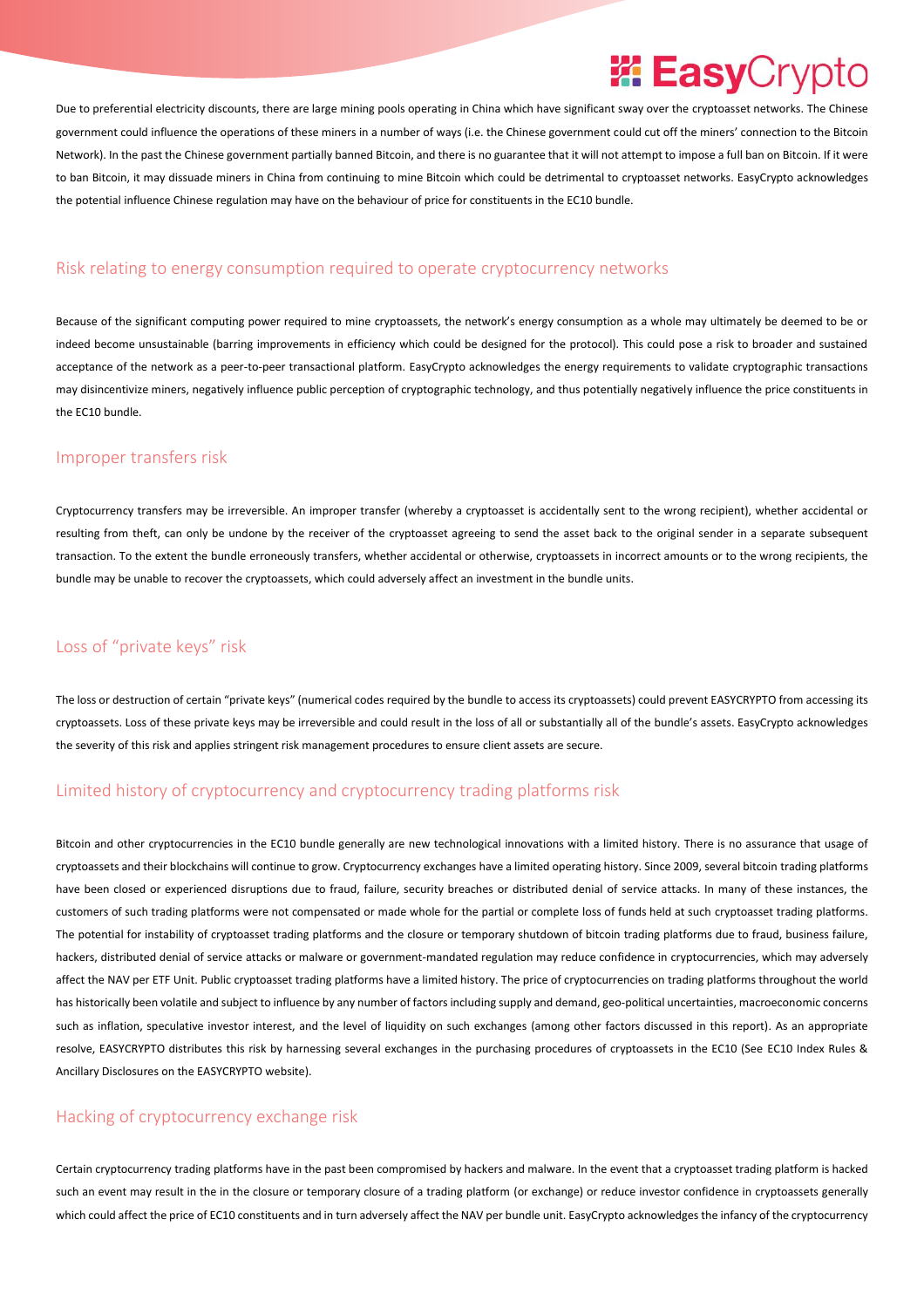Due to preferential electricity discounts, there are large mining pools operating in China which have significant sway over the cryptoasset networks. The Chinese government could influence the operations of these miners in a number of ways (i.e. the Chinese government could cut off the miners' connection to the Bitcoin Network). In the past the Chinese government partially banned Bitcoin, and there is no guarantee that it will not attempt to impose a full ban on Bitcoin. If it were to ban Bitcoin, it may dissuade miners in China from continuing to mine Bitcoin which could be detrimental to cryptoasset networks. EasyCrypto acknowledges the potential influence Chinese regulation may have on the behaviour of price for constituents in the EC10 bundle.

## Risk relating to energy consumption required to operate cryptocurrency networks

Because of the significant computing power required to mine cryptoassets, the network's energy consumption as a whole may ultimately be deemed to be or indeed become unsustainable (barring improvements in efficiency which could be designed for the protocol). This could pose a risk to broader and sustained acceptance of the network as a peer-to-peer transactional platform. EasyCrypto acknowledges the energy requirements to validate cryptographic transactions may disincentivize miners, negatively influence public perception of cryptographic technology, and thus potentially negatively influence the price constituents in the EC10 bundle.

## Improper transfers risk

Cryptocurrency transfers may be irreversible. An improper transfer (whereby a cryptoasset is accidentally sent to the wrong recipient), whether accidental or resulting from theft, can only be undone by the receiver of the cryptoasset agreeing to send the asset back to the original sender in a separate subsequent transaction. To the extent the bundle erroneously transfers, whether accidental or otherwise, cryptoassets in incorrect amounts or to the wrong recipients, the bundle may be unable to recover the cryptoassets, which could adversely affect an investment in the bundle units.

## Loss of "private keys" risk

The loss or destruction of certain "private keys" (numerical codes required by the bundle to access its cryptoassets) could prevent EASYCRYPTO from accessing its cryptoassets. Loss of these private keys may be irreversible and could result in the loss of all or substantially all of the bundle's assets. EasyCrypto acknowledges the severity of this risk and applies stringent risk management procedures to ensure client assets are secure.

## Limited history of cryptocurrency and cryptocurrency trading platforms risk

Bitcoin and other cryptocurrencies in the EC10 bundle generally are new technological innovations with a limited history. There is no assurance that usage of cryptoassets and their blockchains will continue to grow. Cryptocurrency exchanges have a limited operating history. Since 2009, several bitcoin trading platforms have been closed or experienced disruptions due to fraud, failure, security breaches or distributed denial of service attacks. In many of these instances, the customers of such trading platforms were not compensated or made whole for the partial or complete loss of funds held at such cryptoasset trading platforms. The potential for instability of cryptoasset trading platforms and the closure or temporary shutdown of bitcoin trading platforms due to fraud, business failure, hackers, distributed denial of service attacks or malware or government-mandated regulation may reduce confidence in cryptocurrencies, which may adversely affect the NAV per ETF Unit. Public cryptoasset trading platforms have a limited history. The price of cryptocurrencies on trading platforms throughout the world has historically been volatile and subject to influence by any number of factors including supply and demand, geo-political uncertainties, macroeconomic concerns such as inflation, speculative investor interest, and the level of liquidity on such exchanges (among other factors discussed in this report). As an appropriate resolve, EASYCRYPTO distributes this risk by harnessing several exchanges in the purchasing procedures of cryptoassets in the EC10 (See EC10 Index Rules & Ancillary Disclosures on the EASYCRYPTO website).

## Hacking of cryptocurrency exchange risk

Certain cryptocurrency trading platforms have in the past been compromised by hackers and malware. In the event that a cryptoasset trading platform is hacked such an event may result in the in the closure or temporary closure of a trading platform (or exchange) or reduce investor confidence in cryptoassets generally which could affect the price of EC10 constituents and in turn adversely affect the NAV per bundle unit. EasyCrypto acknowledges the infancy of the cryptocurrency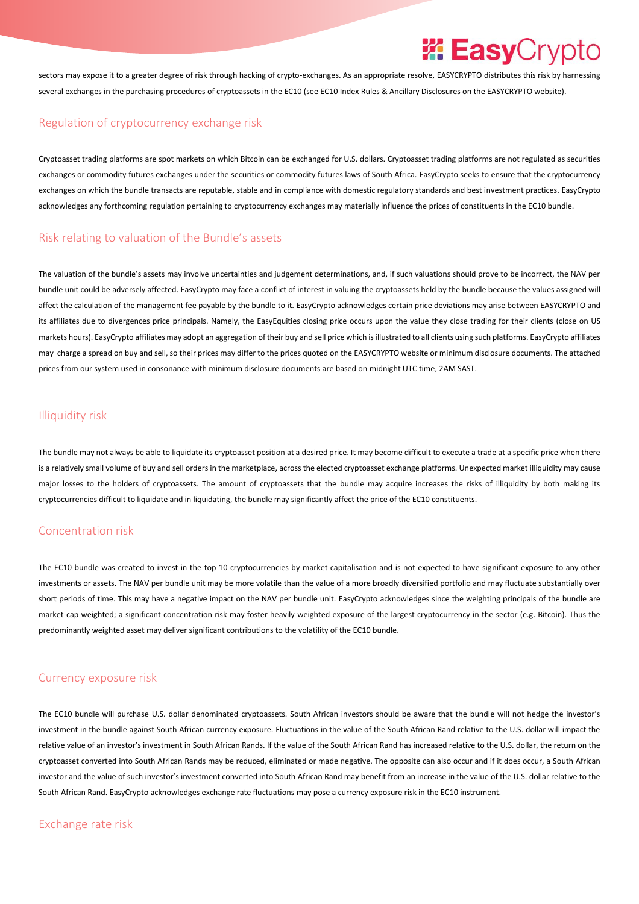sectors may expose it to a greater degree of risk through hacking of crypto-exchanges. As an appropriate resolve, EASYCRYPTO distributes this risk by harnessing several exchanges in the purchasing procedures of cryptoassets in the EC10 (see EC10 Index Rules & Ancillary Disclosures on the EASYCRYPTO website).

## Regulation of cryptocurrency exchange risk

Cryptoasset trading platforms are spot markets on which Bitcoin can be exchanged for U.S. dollars. Cryptoasset trading platforms are not regulated as securities exchanges or commodity futures exchanges under the securities or commodity futures laws of South Africa. EasyCrypto seeks to ensure that the cryptocurrency exchanges on which the bundle transacts are reputable, stable and in compliance with domestic regulatory standards and best investment practices. EasyCrypto acknowledges any forthcoming regulation pertaining to cryptocurrency exchanges may materially influence the prices of constituents in the EC10 bundle.

## Risk relating to valuation of the Bundle's assets

The valuation of the bundle's assets may involve uncertainties and judgement determinations, and, if such valuations should prove to be incorrect, the NAV per bundle unit could be adversely affected. EasyCrypto may face a conflict of interest in valuing the cryptoassets held by the bundle because the values assigned will affect the calculation of the management fee payable by the bundle to it. EasyCrypto acknowledges certain price deviations may arise between EASYCRYPTO and its affiliates due to divergences price principals. Namely, the EasyEquities closing price occurs upon the value they close trading for their clients (close on US markets hours). EasyCrypto affiliates may adopt an aggregation of their buy and sell price which is illustrated to all clients using such platforms. EasyCrypto affiliates may charge a spread on buy and sell, so their prices may differ to the prices quoted on the EASYCRYPTO website or minimum disclosure documents. The attached prices from our system used in consonance with minimum disclosure documents are based on midnight UTC time, 2AM SAST.

## Illiquidity risk

The bundle may not always be able to liquidate its cryptoasset position at a desired price. It may become difficult to execute a trade at a specific price when there is a relatively small volume of buy and sell orders in the marketplace, across the elected cryptoasset exchange platforms. Unexpected market illiquidity may cause major losses to the holders of cryptoassets. The amount of cryptoassets that the bundle may acquire increases the risks of illiquidity by both making its cryptocurrencies difficult to liquidate and in liquidating, the bundle may significantly affect the price of the EC10 constituents.

## Concentration risk

The EC10 bundle was created to invest in the top 10 cryptocurrencies by market capitalisation and is not expected to have significant exposure to any other investments or assets. The NAV per bundle unit may be more volatile than the value of a more broadly diversified portfolio and may fluctuate substantially over short periods of time. This may have a negative impact on the NAV per bundle unit. EasyCrypto acknowledges since the weighting principals of the bundle are market-cap weighted; a significant concentration risk may foster heavily weighted exposure of the largest cryptocurrency in the sector (e.g. Bitcoin). Thus the predominantly weighted asset may deliver significant contributions to the volatility of the EC10 bundle.

## Currency exposure risk

The EC10 bundle will purchase U.S. dollar denominated cryptoassets. South African investors should be aware that the bundle will not hedge the investor's investment in the bundle against South African currency exposure. Fluctuations in the value of the South African Rand relative to the U.S. dollar will impact the relative value of an investor's investment in South African Rands. If the value of the South African Rand has increased relative to the U.S. dollar, the return on the cryptoasset converted into South African Rands may be reduced, eliminated or made negative. The opposite can also occur and if it does occur, a South African investor and the value of such investor's investment converted into South African Rand may benefit from an increase in the value of the U.S. dollar relative to the South African Rand. EasyCrypto acknowledges exchange rate fluctuations may pose a currency exposure risk in the EC10 instrument.

## Exchange rate risk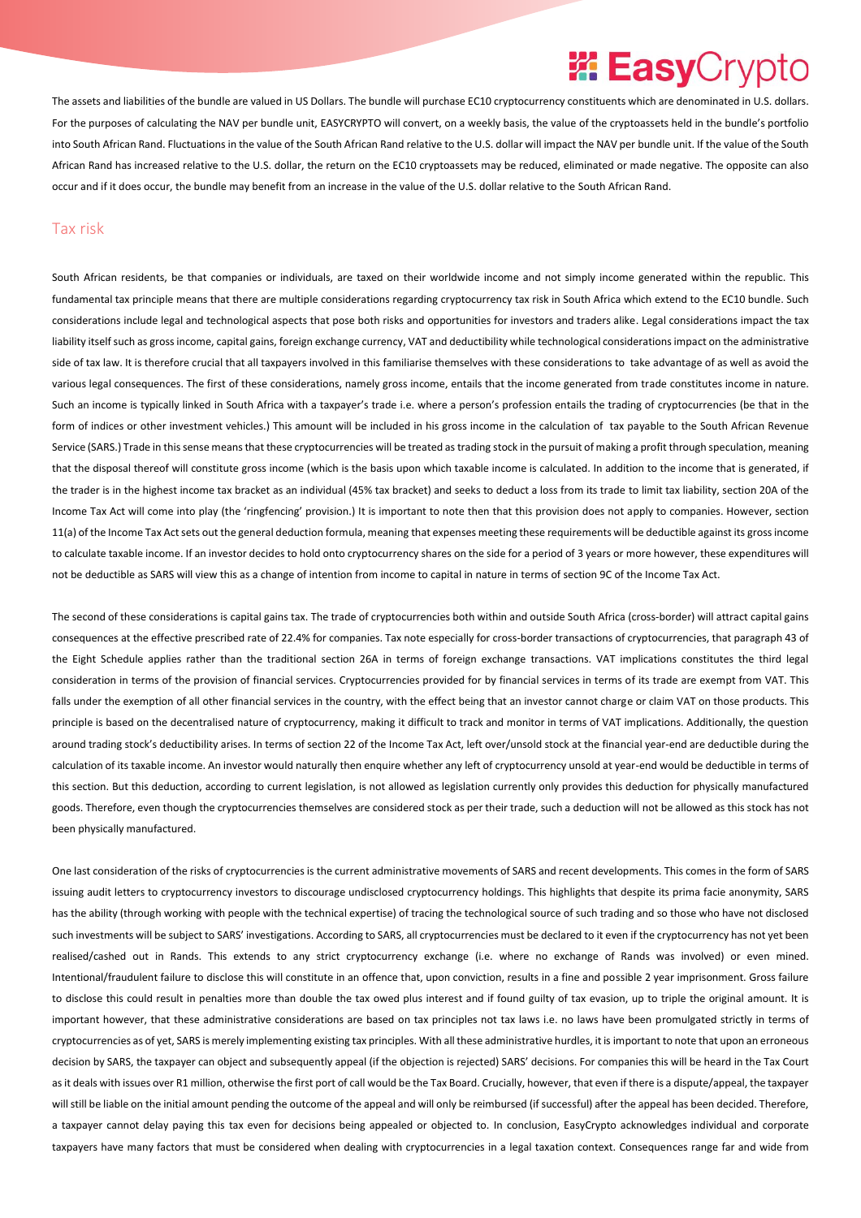The assets and liabilities of the bundle are valued in US Dollars. The bundle will purchase EC10 cryptocurrency constituents which are denominated in U.S. dollars. For the purposes of calculating the NAV per bundle unit, EASYCRYPTO will convert, on a weekly basis, the value of the cryptoassets held in the bundle's portfolio into South African Rand. Fluctuations in the value of the South African Rand relative to the U.S. dollar will impact the NAV per bundle unit. If the value of the South African Rand has increased relative to the U.S. dollar, the return on the EC10 cryptoassets may be reduced, eliminated or made negative. The opposite can also occur and if it does occur, the bundle may benefit from an increase in the value of the U.S. dollar relative to the South African Rand.

## Tax risk

South African residents, be that companies or individuals, are taxed on their worldwide income and not simply income generated within the republic. This fundamental tax principle means that there are multiple considerations regarding cryptocurrency tax risk in South Africa which extend to the EC10 bundle. Such considerations include legal and technological aspects that pose both risks and opportunities for investors and traders alike. Legal considerations impact the tax liability itself such as gross income, capital gains, foreign exchange currency, VAT and deductibility while technological considerations impact on the administrative side of tax law. It is therefore crucial that all taxpayers involved in this familiarise themselves with these considerations to take advantage of as well as avoid the various legal consequences. The first of these considerations, namely gross income, entails that the income generated from trade constitutes income in nature. Such an income is typically linked in South Africa with a taxpayer's trade i.e. where a person's profession entails the trading of cryptocurrencies (be that in the form of indices or other investment vehicles.) This amount will be included in his gross income in the calculation of tax payable to the South African Revenue Service (SARS.) Trade in this sense means that these cryptocurrencies will be treated as trading stock in the pursuit of making a profit through speculation, meaning that the disposal thereof will constitute gross income (which is the basis upon which taxable income is calculated. In addition to the income that is generated, if the trader is in the highest income tax bracket as an individual (45% tax bracket) and seeks to deduct a loss from its trade to limit tax liability, section 20A of the Income Tax Act will come into play (the 'ringfencing' provision.) It is important to note then that this provision does not apply to companies. However, section 11(a) of the Income Tax Act sets out the general deduction formula, meaning that expenses meeting these requirements will be deductible against its gross income to calculate taxable income. If an investor decides to hold onto cryptocurrency shares on the side for a period of 3 years or more however, these expenditures will not be deductible as SARS will view this as a change of intention from income to capital in nature in terms of section 9C of the Income Tax Act.

The second of these considerations is capital gains tax. The trade of cryptocurrencies both within and outside South Africa (cross-border) will attract capital gains consequences at the effective prescribed rate of 22.4% for companies. Tax note especially for cross-border transactions of cryptocurrencies, that paragraph 43 of the Eight Schedule applies rather than the traditional section 26A in terms of foreign exchange transactions. VAT implications constitutes the third legal consideration in terms of the provision of financial services. Cryptocurrencies provided for by financial services in terms of its trade are exempt from VAT. This falls under the exemption of all other financial services in the country, with the effect being that an investor cannot charge or claim VAT on those products. This principle is based on the decentralised nature of cryptocurrency, making it difficult to track and monitor in terms of VAT implications. Additionally, the question around trading stock's deductibility arises. In terms of section 22 of the Income Tax Act, left over/unsold stock at the financial year-end are deductible during the calculation of its taxable income. An investor would naturally then enquire whether any left of cryptocurrency unsold at year-end would be deductible in terms of this section. But this deduction, according to current legislation, is not allowed as legislation currently only provides this deduction for physically manufactured goods. Therefore, even though the cryptocurrencies themselves are considered stock as per their trade, such a deduction will not be allowed as this stock has not been physically manufactured.

One last consideration of the risks of cryptocurrencies is the current administrative movements of SARS and recent developments. This comes in the form of SARS issuing audit letters to cryptocurrency investors to discourage undisclosed cryptocurrency holdings. This highlights that despite its prima facie anonymity, SARS has the ability (through working with people with the technical expertise) of tracing the technological source of such trading and so those who have not disclosed such investments will be subject to SARS' investigations. According to SARS, all cryptocurrencies must be declared to it even if the cryptocurrency has not yet been realised/cashed out in Rands. This extends to any strict cryptocurrency exchange (i.e. where no exchange of Rands was involved) or even mined. Intentional/fraudulent failure to disclose this will constitute in an offence that, upon conviction, results in a fine and possible 2 year imprisonment. Gross failure to disclose this could result in penalties more than double the tax owed plus interest and if found guilty of tax evasion, up to triple the original amount. It is important however, that these administrative considerations are based on tax principles not tax laws i.e. no laws have been promulgated strictly in terms of cryptocurrencies as of yet, SARS is merely implementing existing tax principles. With all these administrative hurdles, it is important to note that upon an erroneous decision by SARS, the taxpayer can object and subsequently appeal (if the objection is rejected) SARS' decisions. For companies this will be heard in the Tax Court as it deals with issues over R1 million, otherwise the first port of call would be the Tax Board. Crucially, however, that even if there is a dispute/appeal, the taxpayer will still be liable on the initial amount pending the outcome of the appeal and will only be reimbursed (if successful) after the appeal has been decided. Therefore, a taxpayer cannot delay paying this tax even for decisions being appealed or objected to. In conclusion, EasyCrypto acknowledges individual and corporate taxpayers have many factors that must be considered when dealing with cryptocurrencies in a legal taxation context. Consequences range far and wide from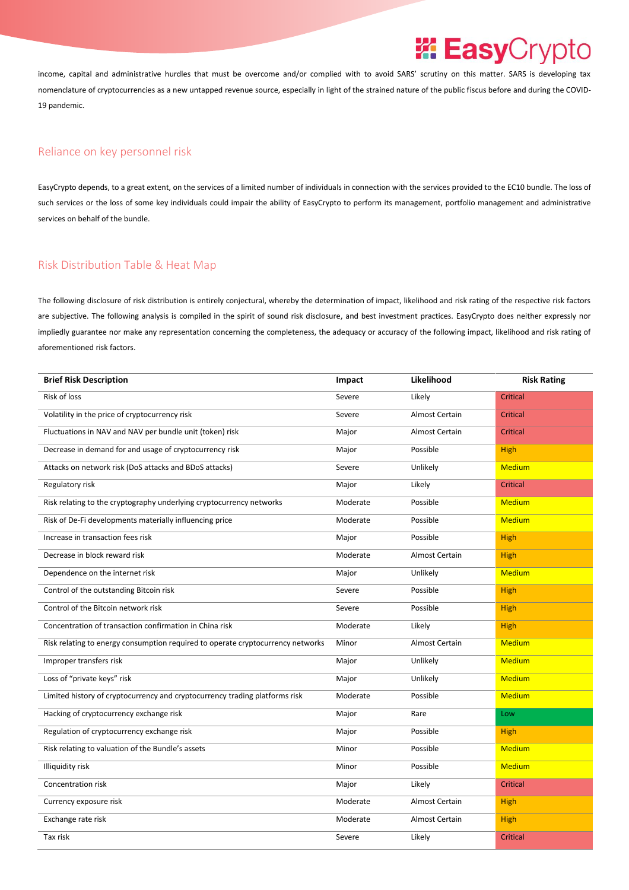income, capital and administrative hurdles that must be overcome and/or complied with to avoid SARS' scrutiny on this matter. SARS is developing tax nomenclature of cryptocurrencies as a new untapped revenue source, especially in light of the strained nature of the public fiscus before and during the COVID-19 pandemic.

## Reliance on key personnel risk

EasyCrypto depends, to a great extent, on the services of a limited number of individuals in connection with the services provided to the EC10 bundle. The loss of such services or the loss of some key individuals could impair the ability of EasyCrypto to perform its management, portfolio management and administrative services on behalf of the bundle.

## Risk Distribution Table & Heat Map

The following disclosure of risk distribution is entirely conjectural, whereby the determination of impact, likelihood and risk rating of the respective risk factors are subjective. The following analysis is compiled in the spirit of sound risk disclosure, and best investment practices. EasyCrypto does neither expressly nor impliedly guarantee nor make any representation concerning the completeness, the adequacy or accuracy of the following impact, likelihood and risk rating of aforementioned risk factors.

| Brief Risk Description | Impact | Likelihood | Risk Rating |
|---|---|---|---|
| Risk of loss | Severe | Likely | Critical |
| Volatility in the price of cryptocurrency risk | Severe | Almost Certain | Critical |
| Fluctuations in NAV and NAV per bundle unit (token) risk | Major | Almost Certain | Critical |
| Decrease in demand for and usage of cryptocurrency risk | Major | Possible | High |
| Attacks on network risk (DoS attacks and BDoS attacks) | Severe | Unlikely | Medium |
| Regulatory risk | Major | Likely | Critical |
| Risk relating to the cryptography underlying cryptocurrency networks | Moderate | Possible | Medium |
| Risk of De-Fi developments materially influencing price | Moderate | Possible | Medium |
| Increase in transaction fees risk | Major | Possible | High |
| Decrease in block reward risk | Moderate | Almost Certain | High |
| Dependence on the internet risk | Major | Unlikely | Medium |
| Control of the outstanding Bitcoin risk | Severe | Possible | High |
| Control of the Bitcoin network risk | Severe | Possible | High |
| Concentration of transaction confirmation in China risk | Moderate | Likely | High |
| Risk relating to energy consumption required to operate cryptocurrency networks | Minor | Almost Certain | Medium |
| Improper transfers risk | Major | Unlikely | Medium |
| Loss of "private keys" risk | Major | Unlikely | Medium |
| Limited history of cryptocurrency and cryptocurrency trading platforms risk | Moderate | Possible | Medium |
| Hacking of cryptocurrency exchange risk | Major | Rare | Low |
| Regulation of cryptocurrency exchange risk | Major | Possible | High |
| Risk relating to valuation of the Bundle's assets | Minor | Possible | Medium |
| Illiquidity risk | Minor | Possible | Medium |
| Concentration risk | Major | Likely | Critical |
| Currency exposure risk | Moderate | Almost Certain | High |
| Exchange rate risk | Moderate | Almost Certain | High |
| Tax risk | Severe | Likely | Critical |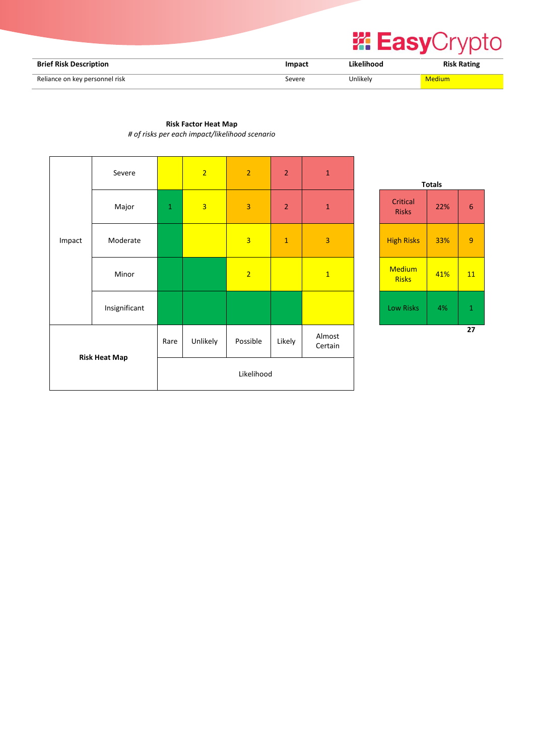| Brief Risk Description | Impact | Likelihood | Risk Rating |
|---|---|---|---|
| Reliance on key personnel risk | Severe | Unlikely | Medium |

**Risk Factor Heat Map**

*# of risks per each impact/likelihood scenario*

| | | | | | | |
|---|---|---|---|---|---|---|
| Impact | Severe | | 2 | 2 | 2 | 1 |
| | Major | 1 | 3 | 3 | 2 | 1 |
| | Moderate | | | 3 | 1 | 3 |
| | Minor | | | 2 | | 1 |
| | Insignificant | | | | | |
| **Risk Heat Map** | | Rare | Unlikely | Possible | Likely | Almost Certain |
| | | Likelihood | | | | |

**Totals**

| | | |
|---|---|---|
| Critical Risks | 22% | 6 |
| High Risks | 33% | 9 |
| Medium Risks | 41% | 11 |
| Low Risks | 4% | 1 |
| | | **27** |